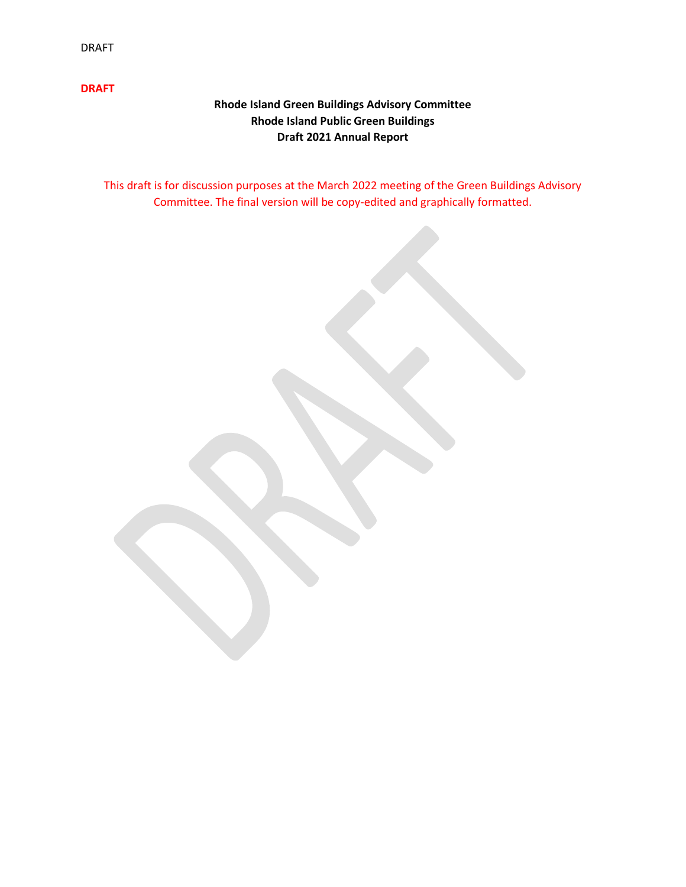DRAFT

**DRAFT**

**Rhode Island Green Buildings Advisory Committee**
**Rhode Island Public Green Buildings**
**Draft 2021 Annual Report**

This draft is for discussion purposes at the March 2022 meeting of the Green Buildings Advisory Committee. The final version will be copy-edited and graphically formatted.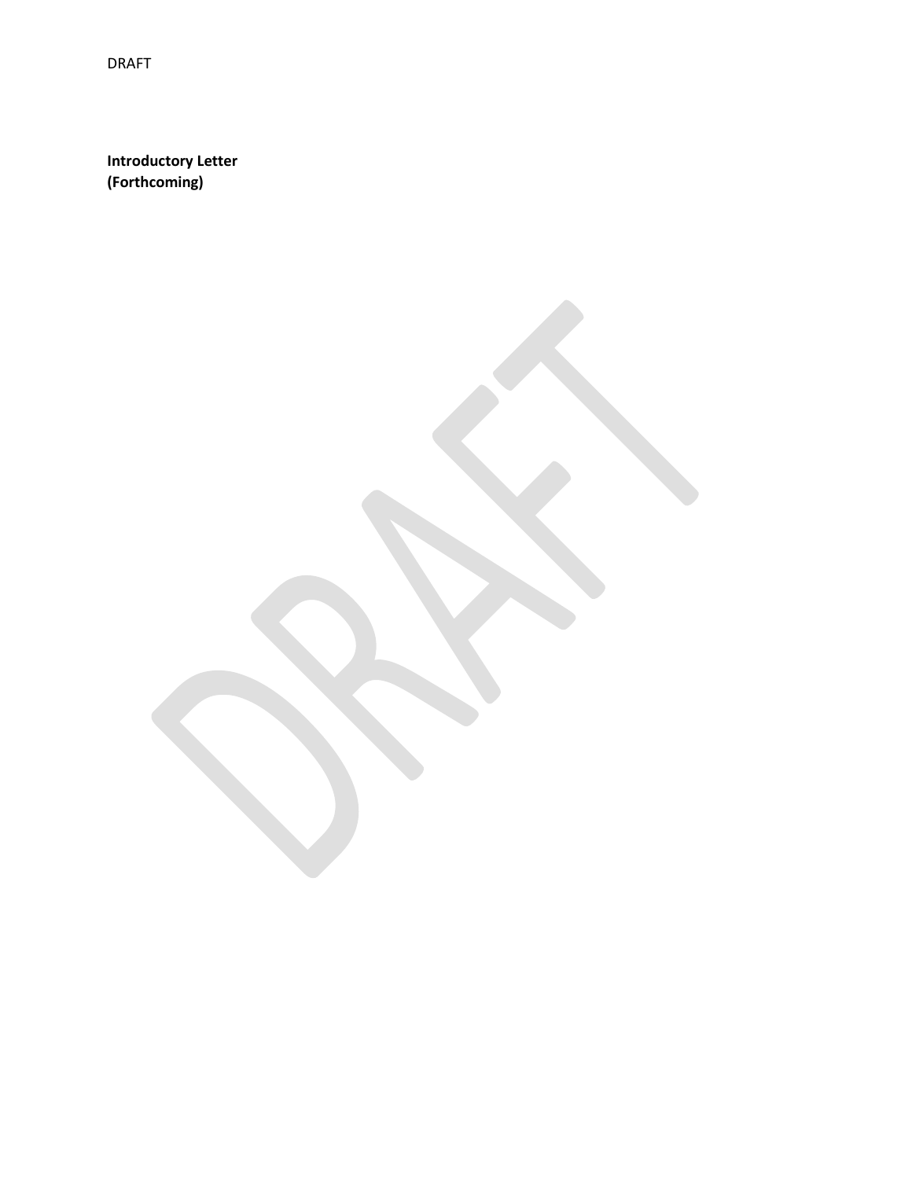**Introductory Letter**
**(Forthcoming)**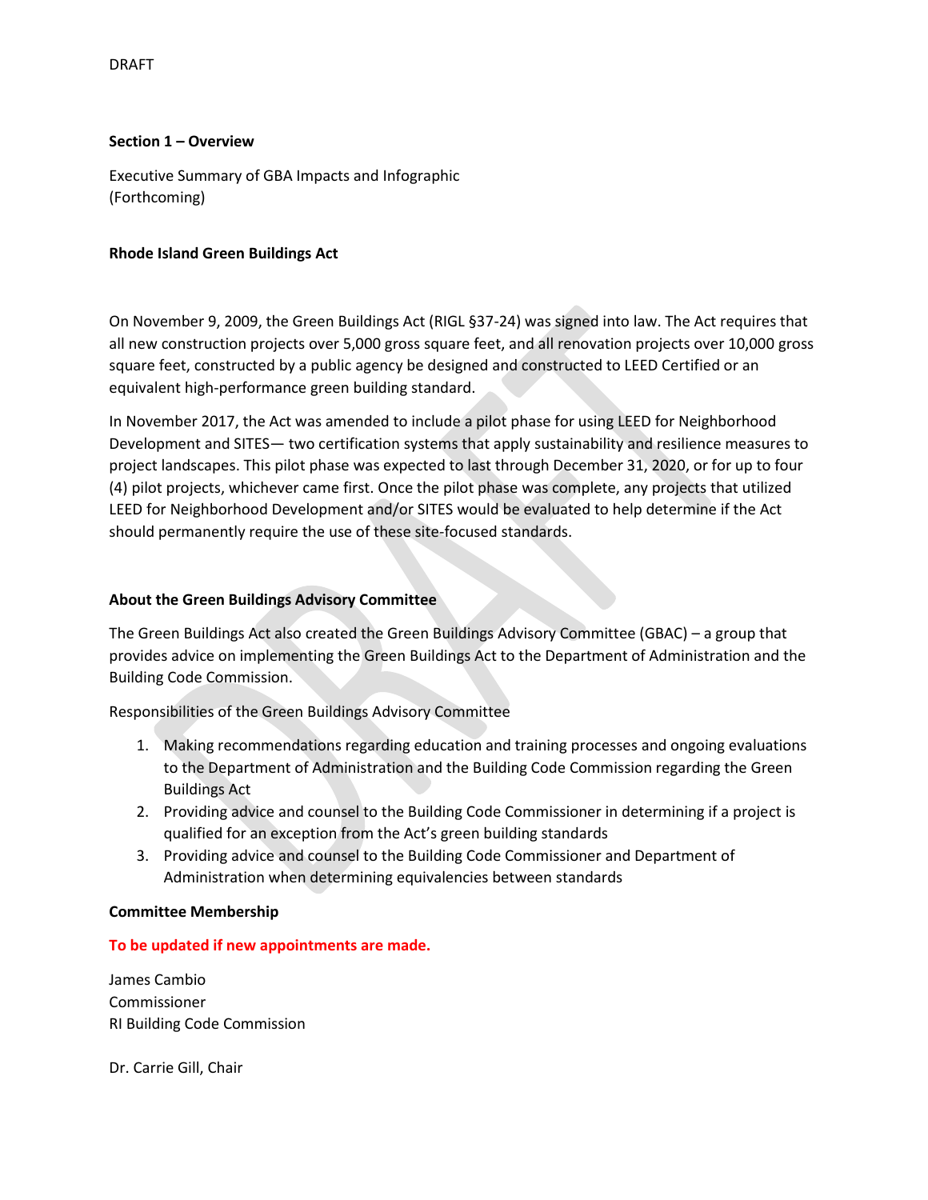DRAFT

**Section 1 – Overview**

Executive Summary of GBA Impacts and Infographic
(Forthcoming)

**Rhode Island Green Buildings Act**

On November 9, 2009, the Green Buildings Act (RIGL §37-24) was signed into law. The Act requires that all new construction projects over 5,000 gross square feet, and all renovation projects over 10,000 gross square feet, constructed by a public agency be designed and constructed to LEED Certified or an equivalent high-performance green building standard.

In November 2017, the Act was amended to include a pilot phase for using LEED for Neighborhood Development and SITES— two certification systems that apply sustainability and resilience measures to project landscapes. This pilot phase was expected to last through December 31, 2020, or for up to four (4) pilot projects, whichever came first. Once the pilot phase was complete, any projects that utilized LEED for Neighborhood Development and/or SITES would be evaluated to help determine if the Act should permanently require the use of these site-focused standards.

**About the Green Buildings Advisory Committee**

The Green Buildings Act also created the Green Buildings Advisory Committee (GBAC) – a group that provides advice on implementing the Green Buildings Act to the Department of Administration and the Building Code Commission.

Responsibilities of the Green Buildings Advisory Committee

1. Making recommendations regarding education and training processes and ongoing evaluations to the Department of Administration and the Building Code Commission regarding the Green Buildings Act
2. Providing advice and counsel to the Building Code Commissioner in determining if a project is qualified for an exception from the Act's green building standards
3. Providing advice and counsel to the Building Code Commissioner and Department of Administration when determining equivalencies between standards

**Committee Membership**

**To be updated if new appointments are made.**

James Cambio
Commissioner
RI Building Code Commission

Dr. Carrie Gill, Chair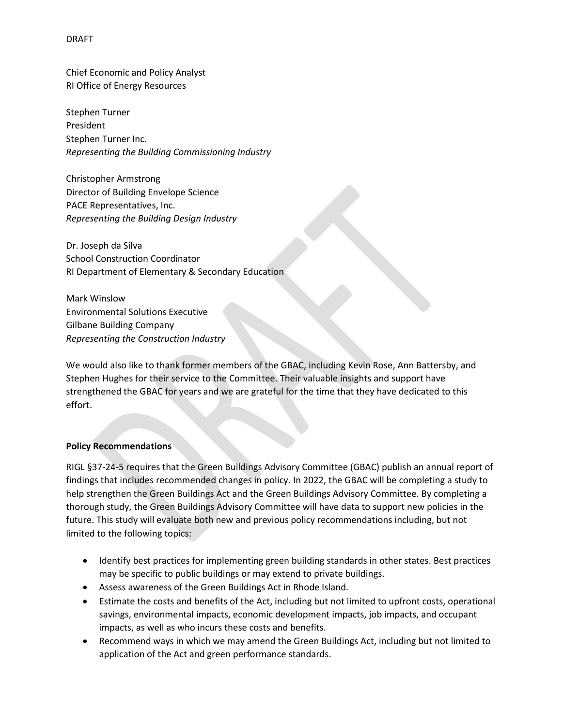DRAFT

Chief Economic and Policy Analyst
RI Office of Energy Resources

Stephen Turner
President
Stephen Turner Inc.
*Representing the Building Commissioning Industry*

Christopher Armstrong
Director of Building Envelope Science
PACE Representatives, Inc.
*Representing the Building Design Industry*

Dr. Joseph da Silva
School Construction Coordinator
RI Department of Elementary & Secondary Education

Mark Winslow
Environmental Solutions Executive
Gilbane Building Company
*Representing the Construction Industry*

We would also like to thank former members of the GBAC, including Kevin Rose, Ann Battersby, and Stephen Hughes for their service to the Committee. Their valuable insights and support have strengthened the GBAC for years and we are grateful for the time that they have dedicated to this effort.

**Policy Recommendations**

RIGL §37-24-5 requires that the Green Buildings Advisory Committee (GBAC) publish an annual report of findings that includes recommended changes in policy. In 2022, the GBAC will be completing a study to help strengthen the Green Buildings Act and the Green Buildings Advisory Committee. By completing a thorough study, the Green Buildings Advisory Committee will have data to support new policies in the future. This study will evaluate both new and previous policy recommendations including, but not limited to the following topics:

- Identify best practices for implementing green building standards in other states. Best practices may be specific to public buildings or may extend to private buildings.
- Assess awareness of the Green Buildings Act in Rhode Island.
- Estimate the costs and benefits of the Act, including but not limited to upfront costs, operational savings, environmental impacts, economic development impacts, job impacts, and occupant impacts, as well as who incurs these costs and benefits.
- Recommend ways in which we may amend the Green Buildings Act, including but not limited to application of the Act and green performance standards.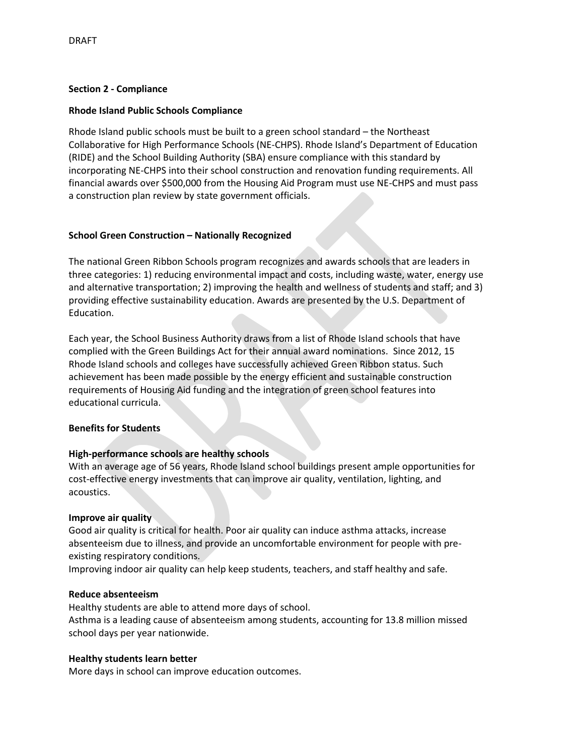DRAFT

**Section 2 - Compliance**

**Rhode Island Public Schools Compliance**

Rhode Island public schools must be built to a green school standard – the Northeast Collaborative for High Performance Schools (NE-CHPS). Rhode Island's Department of Education (RIDE) and the School Building Authority (SBA) ensure compliance with this standard by incorporating NE-CHPS into their school construction and renovation funding requirements. All financial awards over $500,000 from the Housing Aid Program must use NE-CHPS and must pass a construction plan review by state government officials.

**School Green Construction – Nationally Recognized**

The national Green Ribbon Schools program recognizes and awards schools that are leaders in three categories: 1) reducing environmental impact and costs, including waste, water, energy use and alternative transportation; 2) improving the health and wellness of students and staff; and 3) providing effective sustainability education. Awards are presented by the U.S. Department of Education.

Each year, the School Business Authority draws from a list of Rhode Island schools that have complied with the Green Buildings Act for their annual award nominations. Since 2012, 15 Rhode Island schools and colleges have successfully achieved Green Ribbon status. Such achievement has been made possible by the energy efficient and sustainable construction requirements of Housing Aid funding and the integration of green school features into educational curricula.

**Benefits for Students**

**High-performance schools are healthy schools**
With an average age of 56 years, Rhode Island school buildings present ample opportunities for cost-effective energy investments that can improve air quality, ventilation, lighting, and acoustics.

**Improve air quality**
Good air quality is critical for health. Poor air quality can induce asthma attacks, increase absenteeism due to illness, and provide an uncomfortable environment for people with pre-existing respiratory conditions.
Improving indoor air quality can help keep students, teachers, and staff healthy and safe.

**Reduce absenteeism**
Healthy students are able to attend more days of school.
Asthma is a leading cause of absenteeism among students, accounting for 13.8 million missed school days per year nationwide.

**Healthy students learn better**
More days in school can improve education outcomes.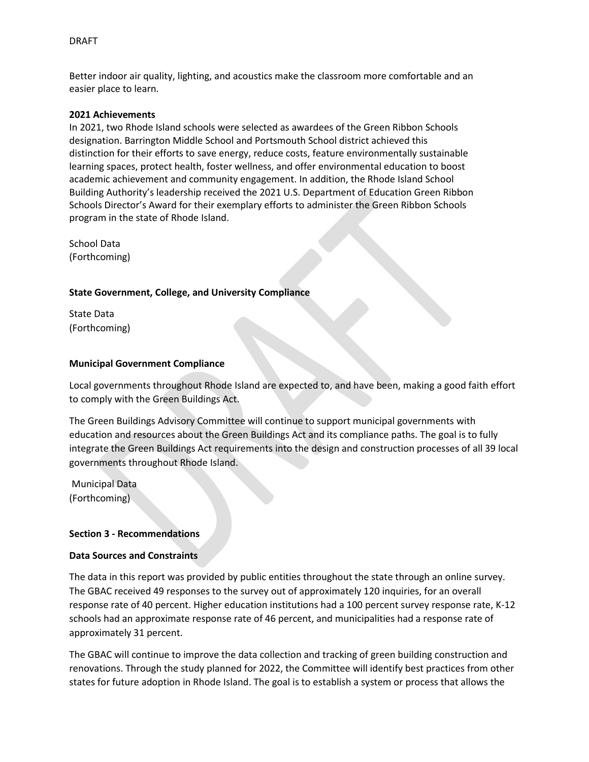Better indoor air quality, lighting, and acoustics make the classroom more comfortable and an easier place to learn.

**2021 Achievements**

In 2021, two Rhode Island schools were selected as awardees of the Green Ribbon Schools designation. Barrington Middle School and Portsmouth School district achieved this distinction for their efforts to save energy, reduce costs, feature environmentally sustainable learning spaces, protect health, foster wellness, and offer environmental education to boost academic achievement and community engagement. In addition, the Rhode Island School Building Authority's leadership received the 2021 U.S. Department of Education Green Ribbon Schools Director's Award for their exemplary efforts to administer the Green Ribbon Schools program in the state of Rhode Island.

School Data
(Forthcoming)

**State Government, College, and University Compliance**

State Data
(Forthcoming)

**Municipal Government Compliance**

Local governments throughout Rhode Island are expected to, and have been, making a good faith effort to comply with the Green Buildings Act.

The Green Buildings Advisory Committee will continue to support municipal governments with education and resources about the Green Buildings Act and its compliance paths. The goal is to fully integrate the Green Buildings Act requirements into the design and construction processes of all 39 local governments throughout Rhode Island.

Municipal Data
(Forthcoming)

**Section 3 - Recommendations**

**Data Sources and Constraints**

The data in this report was provided by public entities throughout the state through an online survey. The GBAC received 49 responses to the survey out of approximately 120 inquiries, for an overall response rate of 40 percent. Higher education institutions had a 100 percent survey response rate, K-12 schools had an approximate response rate of 46 percent, and municipalities had a response rate of approximately 31 percent.

The GBAC will continue to improve the data collection and tracking of green building construction and renovations. Through the study planned for 2022, the Committee will identify best practices from other states for future adoption in Rhode Island. The goal is to establish a system or process that allows the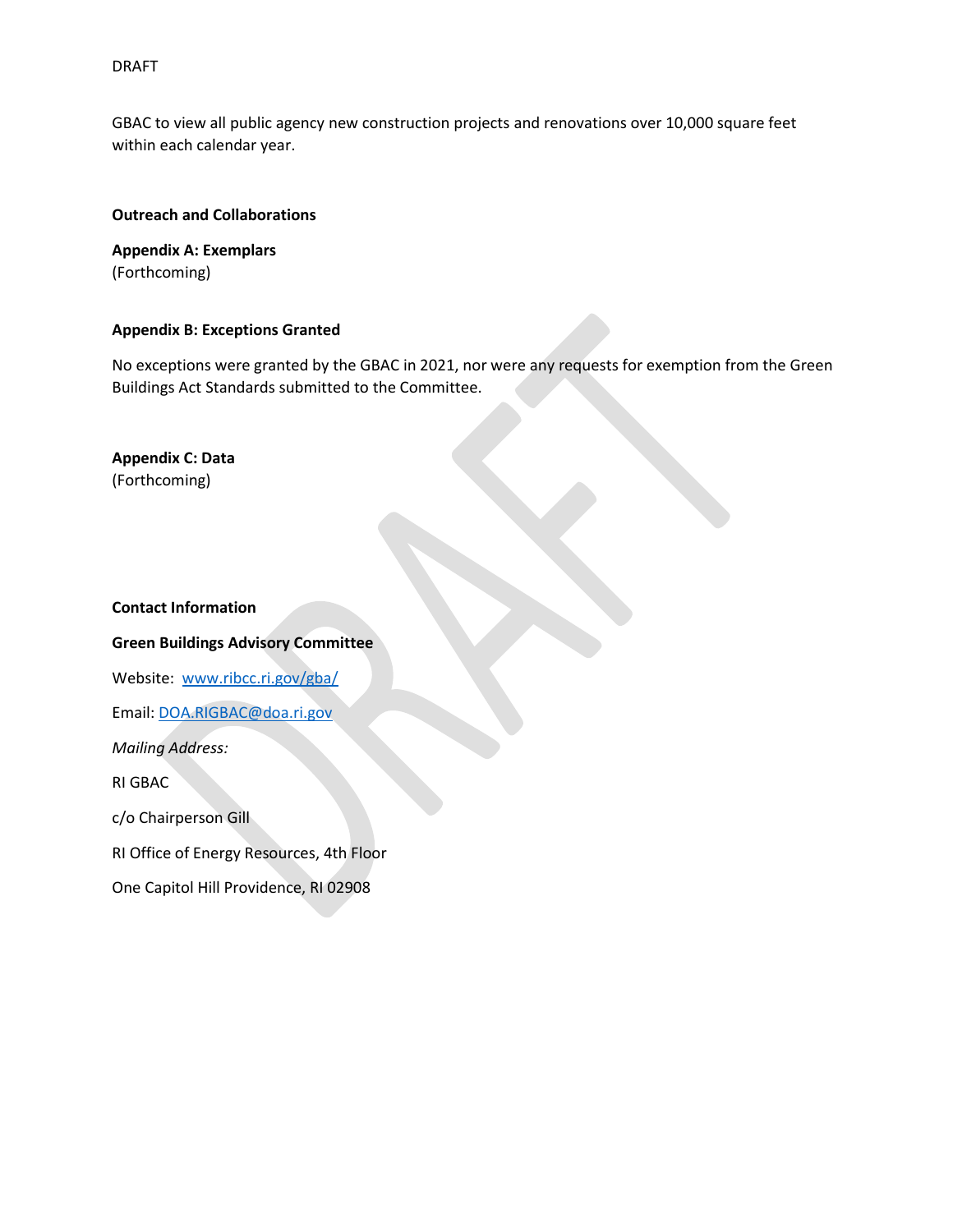GBAC to view all public agency new construction projects and renovations over 10,000 square feet within each calendar year.

**Outreach and Collaborations**

**Appendix A: Exemplars**
(Forthcoming)

**Appendix B: Exceptions Granted**

No exceptions were granted by the GBAC in 2021, nor were any requests for exemption from the Green Buildings Act Standards submitted to the Committee.

**Appendix C: Data**
(Forthcoming)

**Contact Information**

**Green Buildings Advisory Committee**

Website: [www.ribcc.ri.gov/gba/](www.ribcc.ri.gov/gba/)

Email: [DOA.RIGBAC@doa.ri.gov](mailto:DOA.RIGBAC@doa.ri.gov)

*Mailing Address:*

RI GBAC

c/o Chairperson Gill

RI Office of Energy Resources, 4th Floor

One Capitol Hill Providence, RI 02908